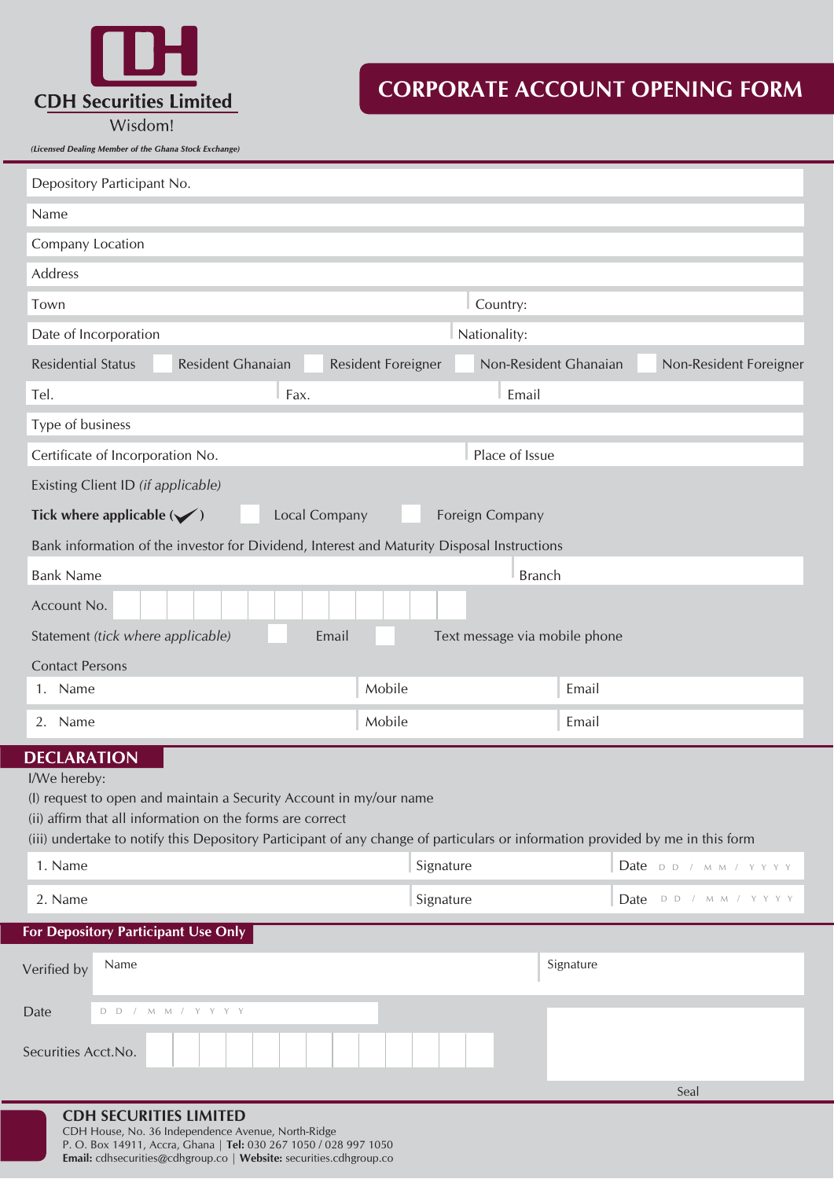**CDH Securities Limited**

Wisdom!

*(Licensed Dealing Member of the Ghana Stock Exchange)*

# CORPORATE ACCOUNT OPENING FORM

Depository Participant No.

Name

Company Location

Address

| Town | Country: |
|---|---|

| Date of Incorporation | Nationality: |
|---|---|

Residential Status ☐ Resident Ghanaian ☐ Resident Foreigner ☐ Non-Resident Ghanaian ☐ Non-Resident Foreigner

| Tel. | Fax. | Email |
|---|---|---|

Type of business

| Certificate of Incorporation No. | Place of Issue |
|---|---|

Existing Client ID *(if applicable)*

**Tick where applicable (✔)** ☐ Local Company ☐ Foreign Company

Bank information of the investor for Dividend, Interest and Maturity Disposal Instructions

| Bank Name | Branch |
|---|---|

Account No. ☐☐☐☐☐☐☐☐☐☐☐☐☐

Statement *(tick where applicable)* ☐ Email ☐ Text message via mobile phone

Contact Persons

| | Mobile | Email |
|---|---|---|
| 1. Name | Mobile | Email |
| 2. Name | Mobile | Email |

## DECLARATION

I/We hereby:

(I) request to open and maintain a Security Account in my/our name

(ii) affirm that all information on the forms are correct

(iii) undertake to notify this Depository Participant of any change of particulars or information provided by me in this form

| Name | Signature | Date |
|---|---|---|
| 1. Name | Signature | Date DD / MM / YYYY |
| 2. Name | Signature | Date DD / MM / YYYY |

## For Depository Participant Use Only

Verified by Name | Signature

Date DD / MM / YYYY

Securities Acct.No. ☐☐☐☐☐☐☐☐☐☐☐☐☐

Seal

**CDH SECURITIES LIMITED**

CDH House, No. 36 Independence Avenue, North-Ridge

P. O. Box 14911, Accra, Ghana | **Tel:** 030 267 1050 / 028 997 1050

**Email:** cdhsecurities@cdhgroup.co | **Website:** securities.cdhgroup.co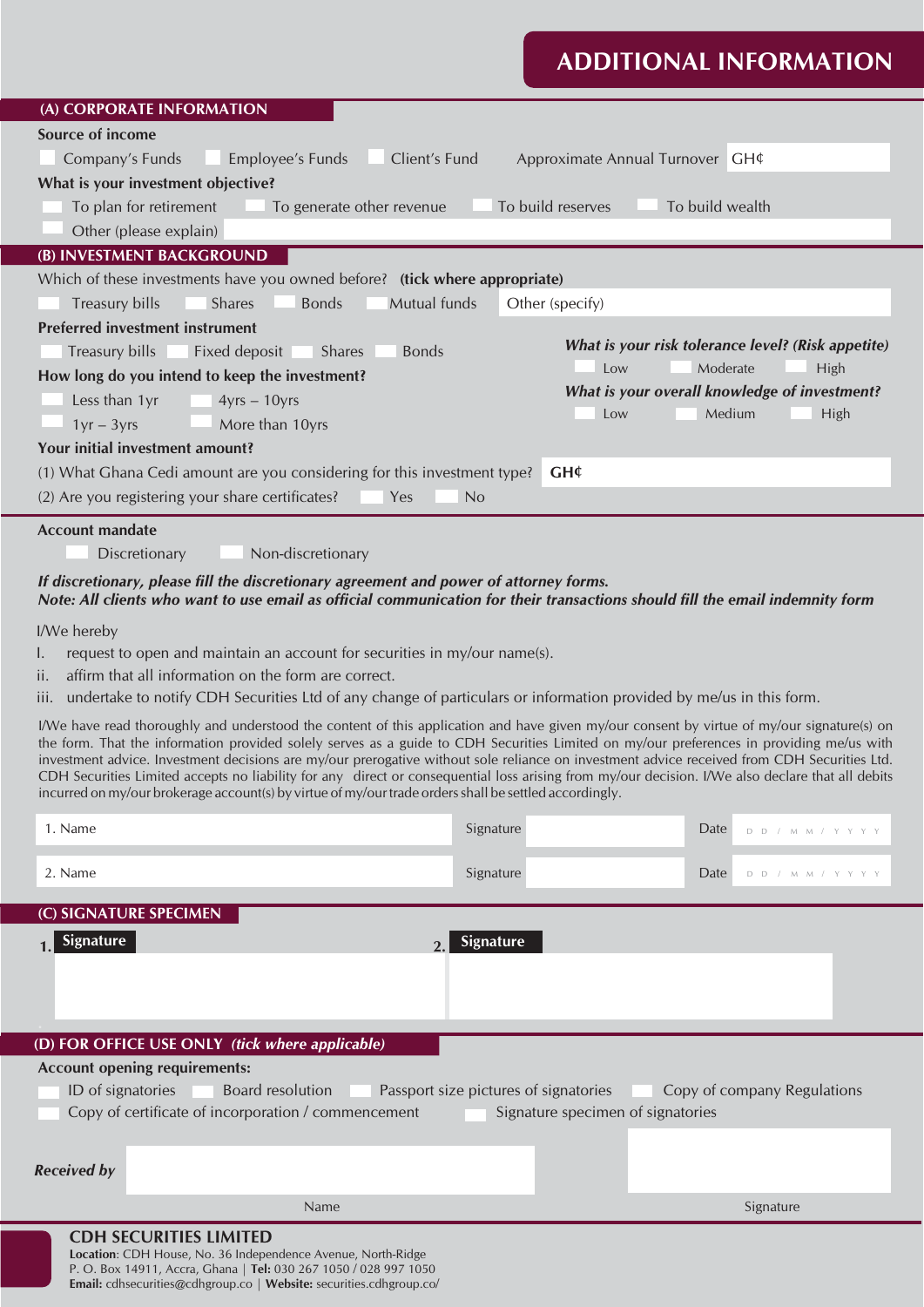# ADDITIONAL INFORMATION

## (A) CORPORATE INFORMATION

**Source of income**

☐ Company's Funds ☐ Employee's Funds ☐ Client's Fund Approximate Annual Turnover GH¢

**What is your investment objective?**

☐ To plan for retirement ☐ To generate other revenue ☐ To build reserves ☐ To build wealth

☐ Other (please explain)

## (B) INVESTMENT BACKGROUND

Which of these investments have you owned before? **(tick where appropriate)**

☐ Treasury bills ☐ Shares ☐ Bonds ☐ Mutual funds Other (specify)

**Preferred investment instrument**

☐ Treasury bills ☐ Fixed deposit ☐ Shares ☐ Bonds

**How long do you intend to keep the investment?**

☐ Less than 1yr ☐ 4yrs – 10yrs

☐ 1yr – 3yrs ☐ More than 10yrs

***What is your risk tolerance level? (Risk appetite)***

☐ Low ☐ Moderate ☐ High

***What is your overall knowledge of investment?***

☐ Low ☐ Medium ☐ High

**Your initial investment amount?**

(1) What Ghana Cedi amount are you considering for this investment type? **GH¢**

(2) Are you registering your share certificates? ☐ Yes ☐ No

**Account mandate**

☐ Discretionary ☐ Non-discretionary

***If discretionary, please fill the discretionary agreement and power of attorney forms.***
***Note: All clients who want to use email as official communication for their transactions should fill the email indemnity form***

I/We hereby

I. request to open and maintain an account for securities in my/our name(s).
ii. affirm that all information on the form are correct.
iii. undertake to notify CDH Securities Ltd of any change of particulars or information provided by me/us in this form.

I/We have read thoroughly and understood the content of this application and have given my/our consent by virtue of my/our signature(s) on the form. That the information provided solely serves as a guide to CDH Securities Limited on my/our preferences in providing me/us with investment advice. Investment decisions are my/our prerogative without sole reliance on investment advice received from CDH Securities Ltd. CDH Securities Limited accepts no liability for any direct or consequential loss arising from my/our decision. I/We also declare that all debits incurred on my/our brokerage account(s) by virtue of my/our trade orders shall be settled accordingly.

| | | |
|---|---|---|
| 1. Name | Signature | Date D D / M M / Y Y Y Y |
| 2. Name | Signature | Date D D / M M / Y Y Y Y |

## (C) SIGNATURE SPECIMEN

1. **Signature**

2. **Signature**

## (D) FOR OFFICE USE ONLY *(tick where applicable)*

**Account opening requirements:**

☐ ID of signatories ☐ Board resolution ☐ Passport size pictures of signatories ☐ Copy of company Regulations

☐ Copy of certificate of incorporation / commencement ☐ Signature specimen of signatories

***Received by***

Name Signature

**CDH SECURITIES LIMITED**
**Location**: CDH House, No. 36 Independence Avenue, North-Ridge
P. O. Box 14911, Accra, Ghana | **Tel:** 030 267 1050 / 028 997 1050
**Email:** cdhsecurities@cdhgroup.co | **Website:** securities.cdhgroup.co/